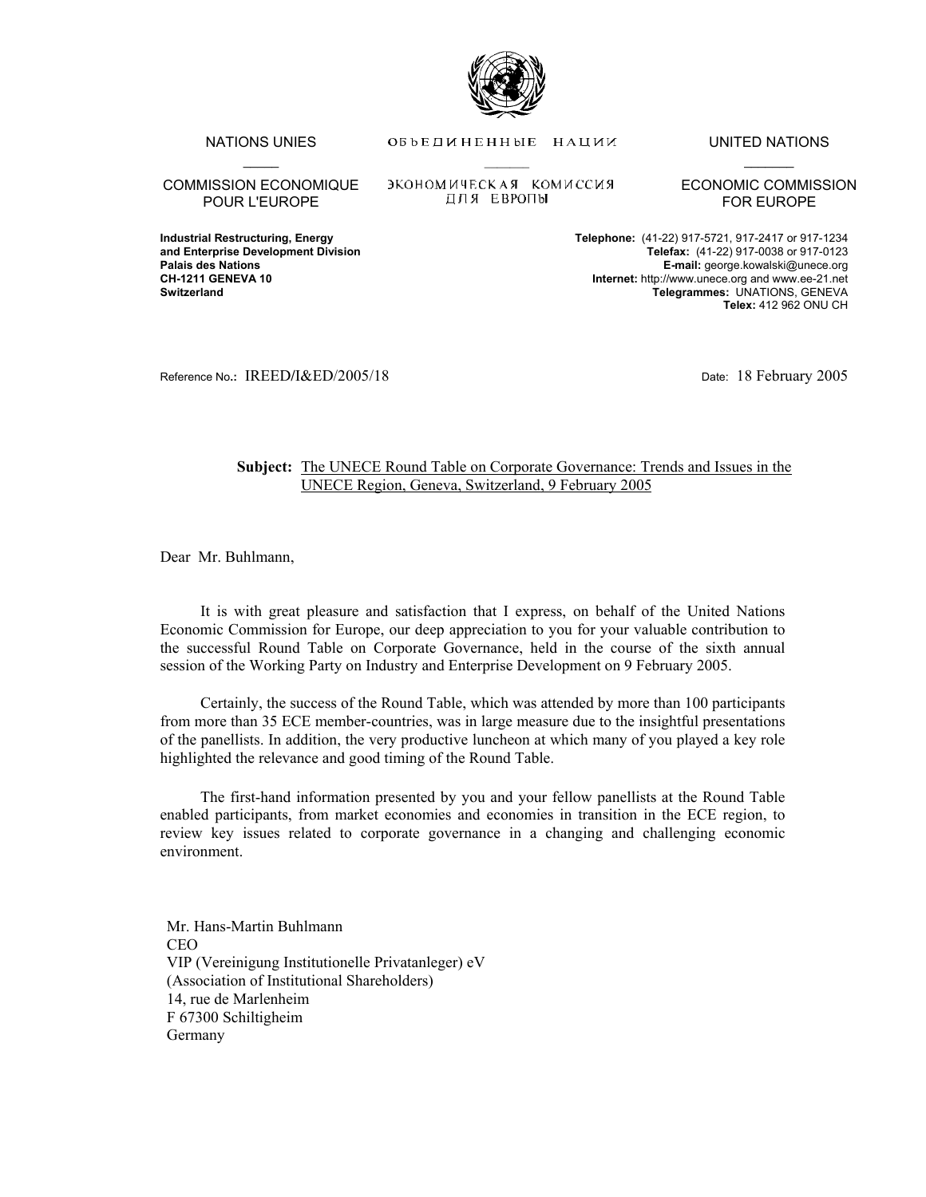NATIONS UNIES

COMMISSION ECONOMIQUE POUR L'EUROPE

ОБЪЕДИНЕННЫЕ НАЦИИ

ЭКОНОМИЧЕСКАЯ КОМИССИЯ ДЛЯ ЕВРОПЫ

UNITED NATIONS

ECONOMIC COMMISSION FOR EUROPE

**Industrial Restructuring, Energy and Enterprise Development Division**
**Palais des Nations**
**CH-1211 GENEVA 10**
**Switzerland**

**Telephone:** (41-22) 917-5721, 917-2417 or 917-1234
**Telefax:** (41-22) 917-0038 or 917-0123
**E-mail:** george.kowalski@unece.org
**Internet:** http://www.unece.org and www.ee-21.net
**Telegrammes:** UNATIONS, GENEVA
**Telex:** 412 962 ONU CH

Reference No.: IREED/I&ED/2005/18

Date: 18 February 2005

**Subject:** The UNECE Round Table on Corporate Governance: Trends and Issues in the UNECE Region, Geneva, Switzerland, 9 February 2005

Dear Mr. Buhlmann,

It is with great pleasure and satisfaction that I express, on behalf of the United Nations Economic Commission for Europe, our deep appreciation to you for your valuable contribution to the successful Round Table on Corporate Governance, held in the course of the sixth annual session of the Working Party on Industry and Enterprise Development on 9 February 2005.

Certainly, the success of the Round Table, which was attended by more than 100 participants from more than 35 ECE member-countries, was in large measure due to the insightful presentations of the panellists. In addition, the very productive luncheon at which many of you played a key role highlighted the relevance and good timing of the Round Table.

The first-hand information presented by you and your fellow panellists at the Round Table enabled participants, from market economies and economies in transition in the ECE region, to review key issues related to corporate governance in a changing and challenging economic environment.

Mr. Hans-Martin Buhlmann
CEO
VIP (Vereinigung Institutionelle Privatanleger) eV
(Association of Institutional Shareholders)
14, rue de Marlenheim
F 67300 Schiltigheim
Germany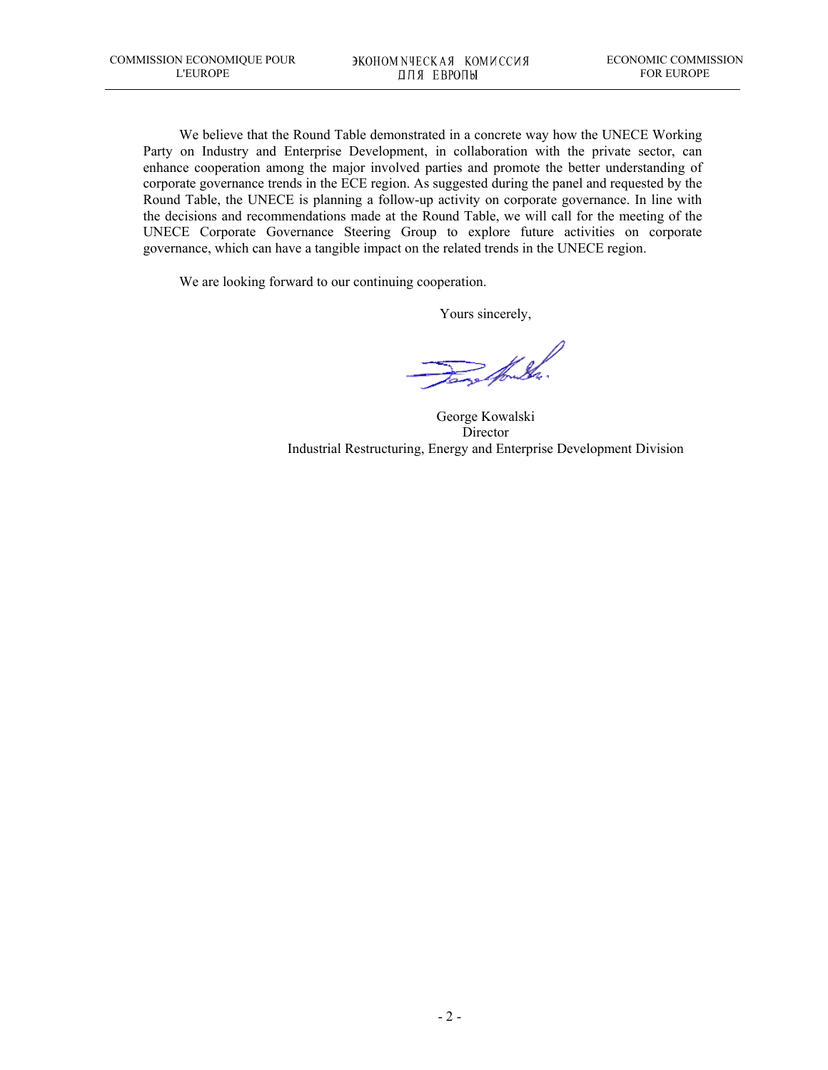We believe that the Round Table demonstrated in a concrete way how the UNECE Working Party on Industry and Enterprise Development, in collaboration with the private sector, can enhance cooperation among the major involved parties and promote the better understanding of corporate governance trends in the ECE region. As suggested during the panel and requested by the Round Table, the UNECE is planning a follow-up activity on corporate governance. In line with the decisions and recommendations made at the Round Table, we will call for the meeting of the UNECE Corporate Governance Steering Group to explore future activities on corporate governance, which can have a tangible impact on the related trends in the UNECE region.

We are looking forward to our continuing cooperation.

Yours sincerely,

George Kowalski
Director
Industrial Restructuring, Energy and Enterprise Development Division